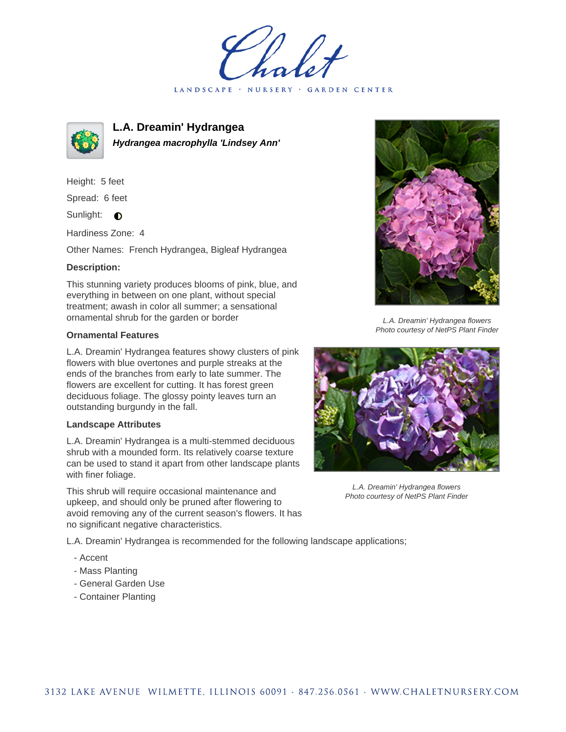Chalet

LANDSCAPE · NURSERY · GARDEN CENTER

# L.A. Dreamin' Hydrangea

***Hydrangea macrophylla 'Lindsey Ann'***

Height: 5 feet

Spread: 6 feet

Sunlight: ◐

Hardiness Zone: 4

Other Names: French Hydrangea, Bigleaf Hydrangea

**Description:**

This stunning variety produces blooms of pink, blue, and everything in between on one plant, without special treatment; awash in color all summer; a sensational ornamental shrub for the garden or border

**Ornamental Features**

L.A. Dreamin' Hydrangea features showy clusters of pink flowers with blue overtones and purple streaks at the ends of the branches from early to late summer. The flowers are excellent for cutting. It has forest green deciduous foliage. The glossy pointy leaves turn an outstanding burgundy in the fall.

**Landscape Attributes**

L.A. Dreamin' Hydrangea is a multi-stemmed deciduous shrub with a mounded form. Its relatively coarse texture can be used to stand it apart from other landscape plants with finer foliage.

This shrub will require occasional maintenance and upkeep, and should only be pruned after flowering to avoid removing any of the current season's flowers. It has no significant negative characteristics.

L.A. Dreamin' Hydrangea is recommended for the following landscape applications;

- Accent
- Mass Planting
- General Garden Use
- Container Planting

*L.A. Dreamin' Hydrangea flowers*
*Photo courtesy of NetPS Plant Finder*

*L.A. Dreamin' Hydrangea flowers*
*Photo courtesy of NetPS Plant Finder*

3132 LAKE AVENUE WILMETTE, ILLINOIS 60091 · 847.256.0561 · WWW.CHALETNURSERY.COM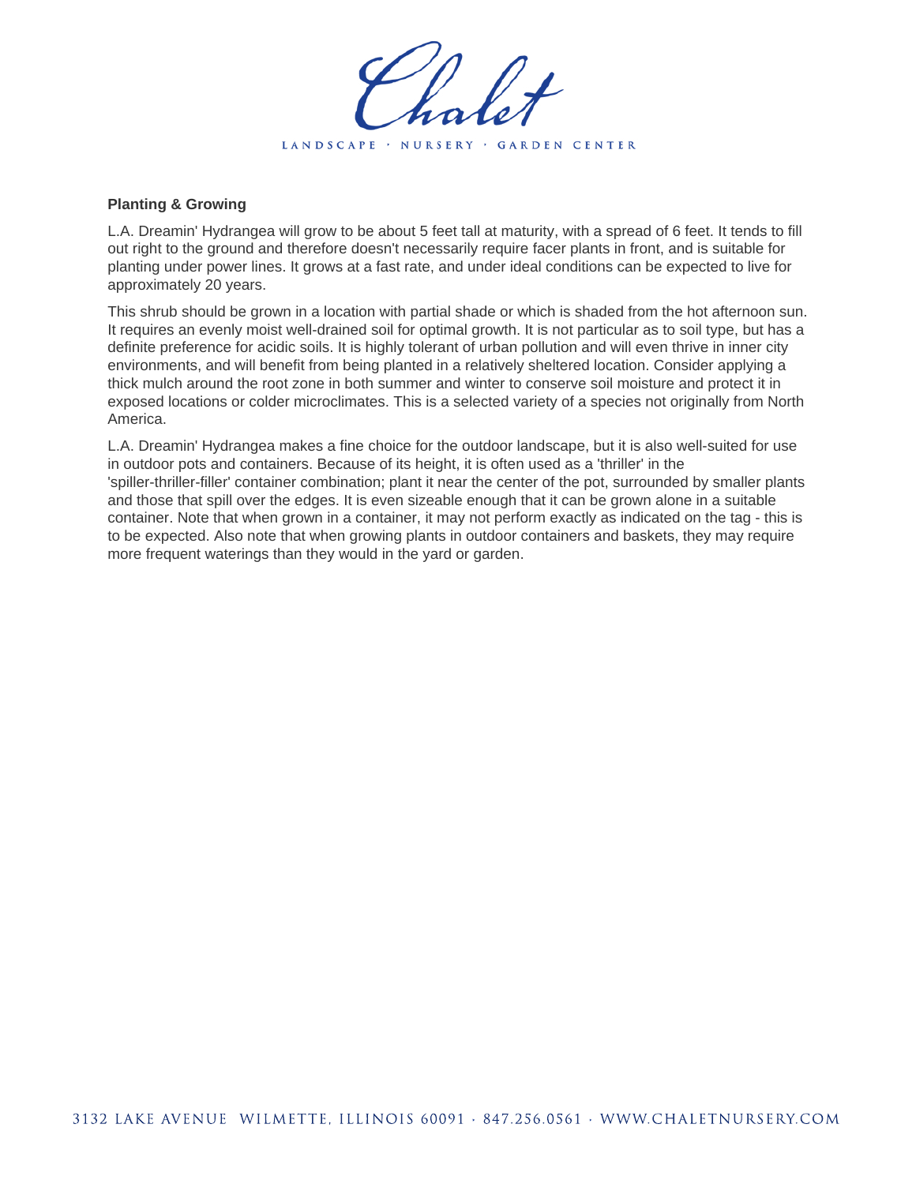**Planting & Growing**

L.A. Dreamin' Hydrangea will grow to be about 5 feet tall at maturity, with a spread of 6 feet. It tends to fill out right to the ground and therefore doesn't necessarily require facer plants in front, and is suitable for planting under power lines. It grows at a fast rate, and under ideal conditions can be expected to live for approximately 20 years.

This shrub should be grown in a location with partial shade or which is shaded from the hot afternoon sun. It requires an evenly moist well-drained soil for optimal growth. It is not particular as to soil type, but has a definite preference for acidic soils. It is highly tolerant of urban pollution and will even thrive in inner city environments, and will benefit from being planted in a relatively sheltered location. Consider applying a thick mulch around the root zone in both summer and winter to conserve soil moisture and protect it in exposed locations or colder microclimates. This is a selected variety of a species not originally from North America.

L.A. Dreamin' Hydrangea makes a fine choice for the outdoor landscape, but it is also well-suited for use in outdoor pots and containers. Because of its height, it is often used as a 'thriller' in the 'spiller-thriller-filler' container combination; plant it near the center of the pot, surrounded by smaller plants and those that spill over the edges. It is even sizeable enough that it can be grown alone in a suitable container. Note that when grown in a container, it may not perform exactly as indicated on the tag - this is to be expected. Also note that when growing plants in outdoor containers and baskets, they may require more frequent waterings than they would in the yard or garden.